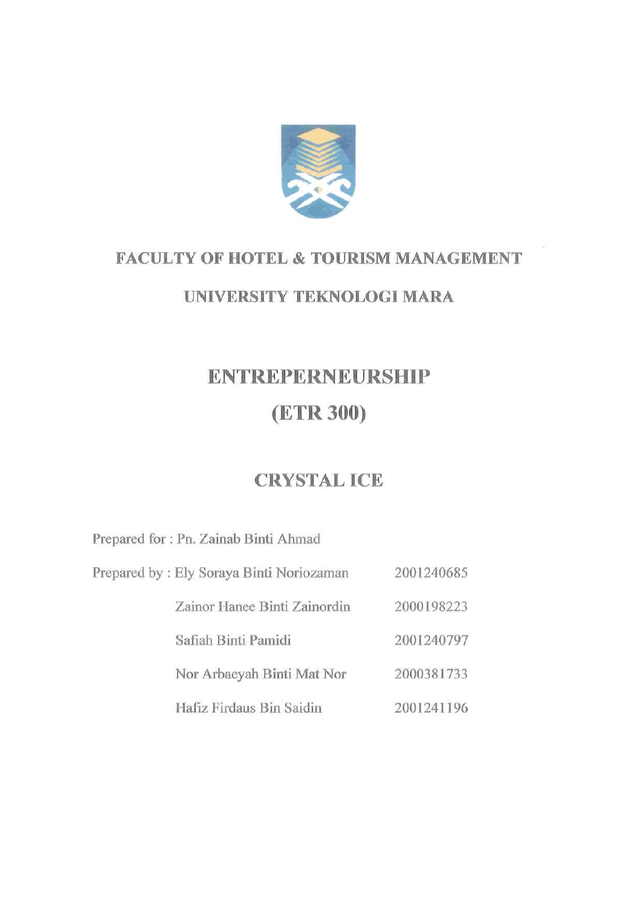# FACULTY OF HOTEL & TOURISM MANAGEMENT

# UNIVERSITY TEKNOLOGI MARA

## ENTREPERNEURSHIP

## (ETR 300)

## CRYSTAL ICE

Prepared for : Pn. Zainab Binti Ahmad

| Prepared by : | | |
|---|---|---|
| | Ely Soraya Binti Noriozaman | 2001240685 |
| | Zainor Hanee Binti Zainordin | 2000198223 |
| | Safiah Binti Pamidi | 2001240797 |
| | Nor Arbaeyah Binti Mat Nor | 2000381733 |
| | Hafiz Firdaus Bin Saidin | 2001241196 |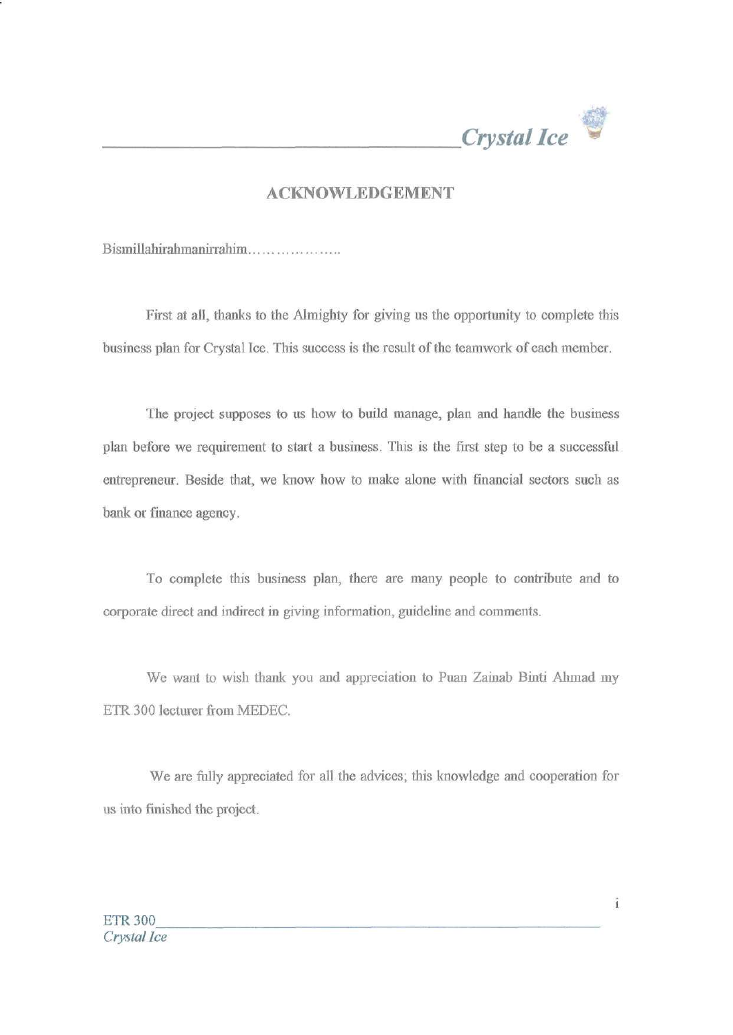## ACKNOWLEDGEMENT

Bismillahirahmanirrahim..................

First at all, thanks to the Almighty for giving us the opportunity to complete this business plan for Crystal Ice. This success is the result of the teamwork of each member.

The project supposes to us how to build manage, plan and handle the business plan before we requirement to start a business. This is the first step to be a successful entrepreneur. Beside that, we know how to make alone with financial sectors such as bank or finance agency.

To complete this business plan, there are many people to contribute and to corporate direct and indirect in giving information, guideline and comments.

We want to wish thank you and appreciation to Puan Zainab Binti Ahmad my ETR 300 lecturer from MEDEC.

We are fully appreciated for all the advices; this knowledge and cooperation for us into finished the project.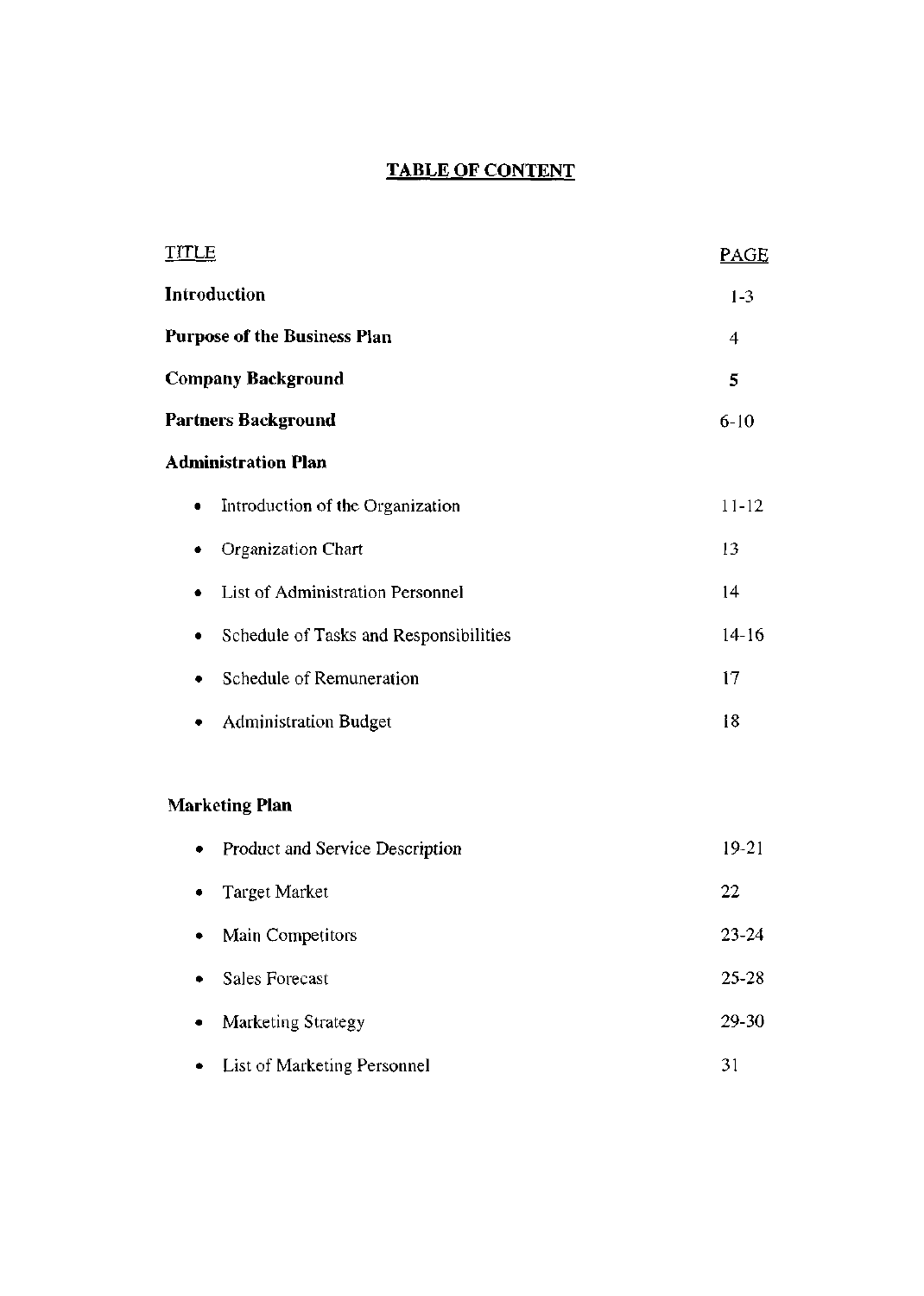# TABLE OF CONTENT

| TITLE | PAGE |
|---|---|
| **Introduction** | 1-3 |
| **Purpose of the Business Plan** | 4 |
| **Company Background** | 5 |
| **Partners Background** | 6-10 |
| **Administration Plan** | |
| • Introduction of the Organization | 11-12 |
| • Organization Chart | 13 |
| • List of Administration Personnel | 14 |
| • Schedule of Tasks and Responsibilities | 14-16 |
| • Schedule of Remuneration | 17 |
| • Administration Budget | 18 |
| **Marketing Plan** | |
| • Product and Service Description | 19-21 |
| • Target Market | 22 |
| • Main Competitors | 23-24 |
| • Sales Forecast | 25-28 |
| • Marketing Strategy | 29-30 |
| • List of Marketing Personnel | 31 |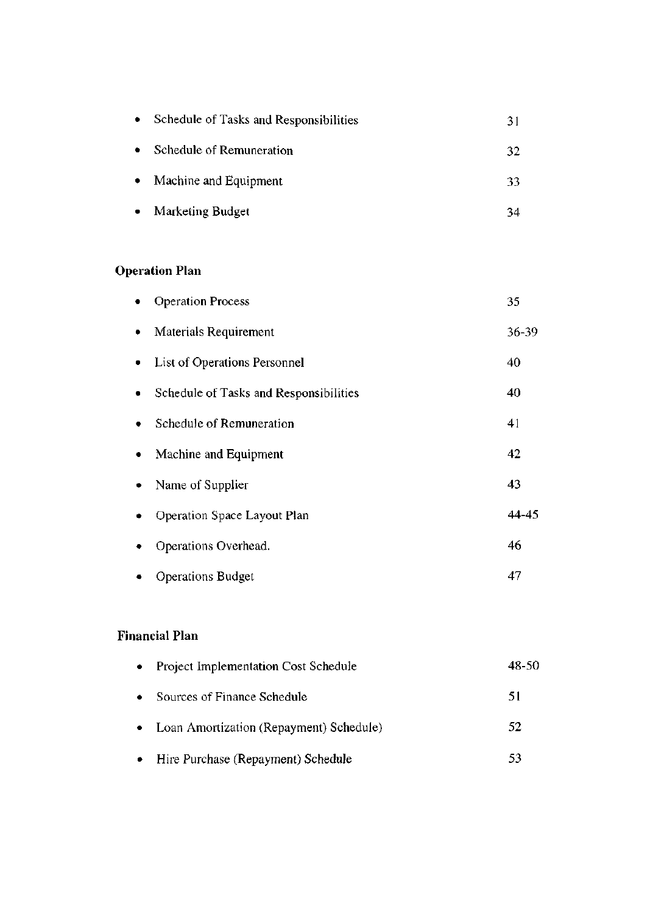| | |
|---|---|
| • Schedule of Tasks and Responsibilities | 31 |
| • Schedule of Remuneration | 32 |
| • Machine and Equipment | 33 |
| • Marketing Budget | 34 |

**Operation Plan**

| | |
|---|---|
| • Operation Process | 35 |
| • Materials Requirement | 36-39 |
| • List of Operations Personnel | 40 |
| • Schedule of Tasks and Responsibilities | 40 |
| • Schedule of Remuneration | 41 |
| • Machine and Equipment | 42 |
| • Name of Supplier | 43 |
| • Operation Space Layout Plan | 44-45 |
| • Operations Overhead. | 46 |
| • Operations Budget | 47 |

**Financial Plan**

| | |
|---|---|
| • Project Implementation Cost Schedule | 48-50 |
| • Sources of Finance Schedule | 51 |
| • Loan Amortization (Repayment) Schedule) | 52 |
| • Hire Purchase (Repayment) Schedule | 53 |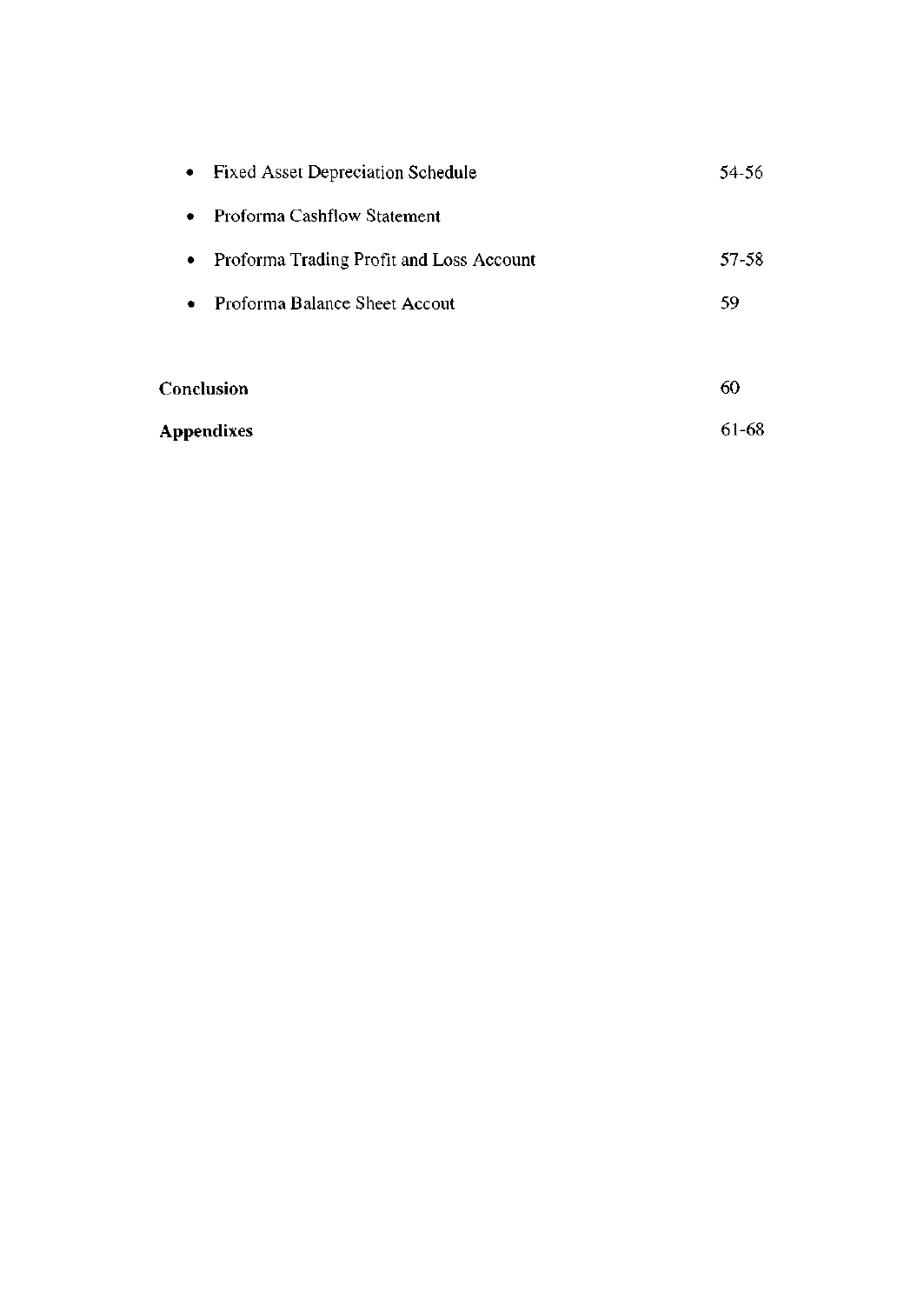- Fixed Asset Depreciation Schedule 54-56
- Proforma Cashflow Statement
- Proforma Trading Profit and Loss Account 57-58
- Proforma Balance Sheet Accout 59

**Conclusion** 60

**Appendixes** 61-68